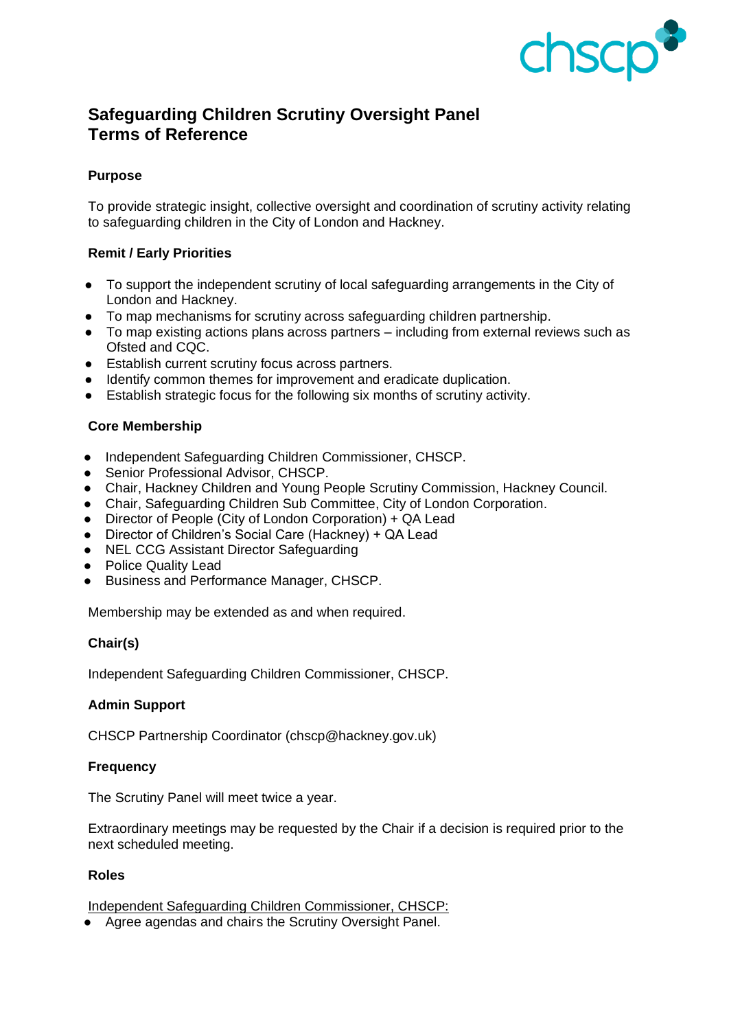# Safeguarding Children Scrutiny Oversight Panel
# Terms of Reference

### Purpose

To provide strategic insight, collective oversight and coordination of scrutiny activity relating to safeguarding children in the City of London and Hackney.

### Remit / Early Priorities

- To support the independent scrutiny of local safeguarding arrangements in the City of London and Hackney.
- To map mechanisms for scrutiny across safeguarding children partnership.
- To map existing actions plans across partners – including from external reviews such as Ofsted and CQC.
- Establish current scrutiny focus across partners.
- Identify common themes for improvement and eradicate duplication.
- Establish strategic focus for the following six months of scrutiny activity.

### Core Membership

- Independent Safeguarding Children Commissioner, CHSCP.
- Senior Professional Advisor, CHSCP.
- Chair, Hackney Children and Young People Scrutiny Commission, Hackney Council.
- Chair, Safeguarding Children Sub Committee, City of London Corporation.
- Director of People (City of London Corporation) + QA Lead
- Director of Children's Social Care (Hackney) + QA Lead
- NEL CCG Assistant Director Safeguarding
- Police Quality Lead
- Business and Performance Manager, CHSCP.

Membership may be extended as and when required.

### Chair(s)

Independent Safeguarding Children Commissioner, CHSCP.

### Admin Support

CHSCP Partnership Coordinator (chscp@hackney.gov.uk)

### Frequency

The Scrutiny Panel will meet twice a year.

Extraordinary meetings may be requested by the Chair if a decision is required prior to the next scheduled meeting.

### Roles

<u>Independent Safeguarding Children Commissioner, CHSCP:</u>

- Agree agendas and chairs the Scrutiny Oversight Panel.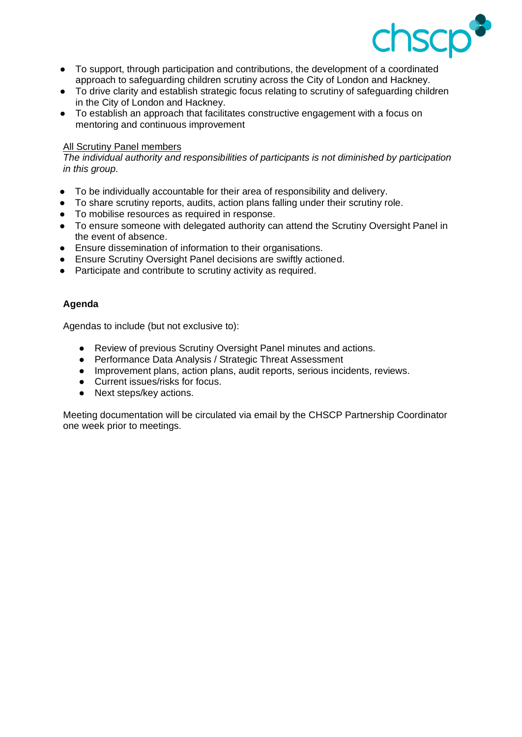- To support, through participation and contributions, the development of a coordinated approach to safeguarding children scrutiny across the City of London and Hackney.
- To drive clarity and establish strategic focus relating to scrutiny of safeguarding children in the City of London and Hackney.
- To establish an approach that facilitates constructive engagement with a focus on mentoring and continuous improvement

<u>All Scrutiny Panel members</u>

*The individual authority and responsibilities of participants is not diminished by participation in this group.*

- To be individually accountable for their area of responsibility and delivery.
- To share scrutiny reports, audits, action plans falling under their scrutiny role.
- To mobilise resources as required in response.
- To ensure someone with delegated authority can attend the Scrutiny Oversight Panel in the event of absence.
- Ensure dissemination of information to their organisations.
- Ensure Scrutiny Oversight Panel decisions are swiftly actioned.
- Participate and contribute to scrutiny activity as required.

**Agenda**

Agendas to include (but not exclusive to):

- Review of previous Scrutiny Oversight Panel minutes and actions.
- Performance Data Analysis / Strategic Threat Assessment
- Improvement plans, action plans, audit reports, serious incidents, reviews.
- Current issues/risks for focus.
- Next steps/key actions.

Meeting documentation will be circulated via email by the CHSCP Partnership Coordinator one week prior to meetings.